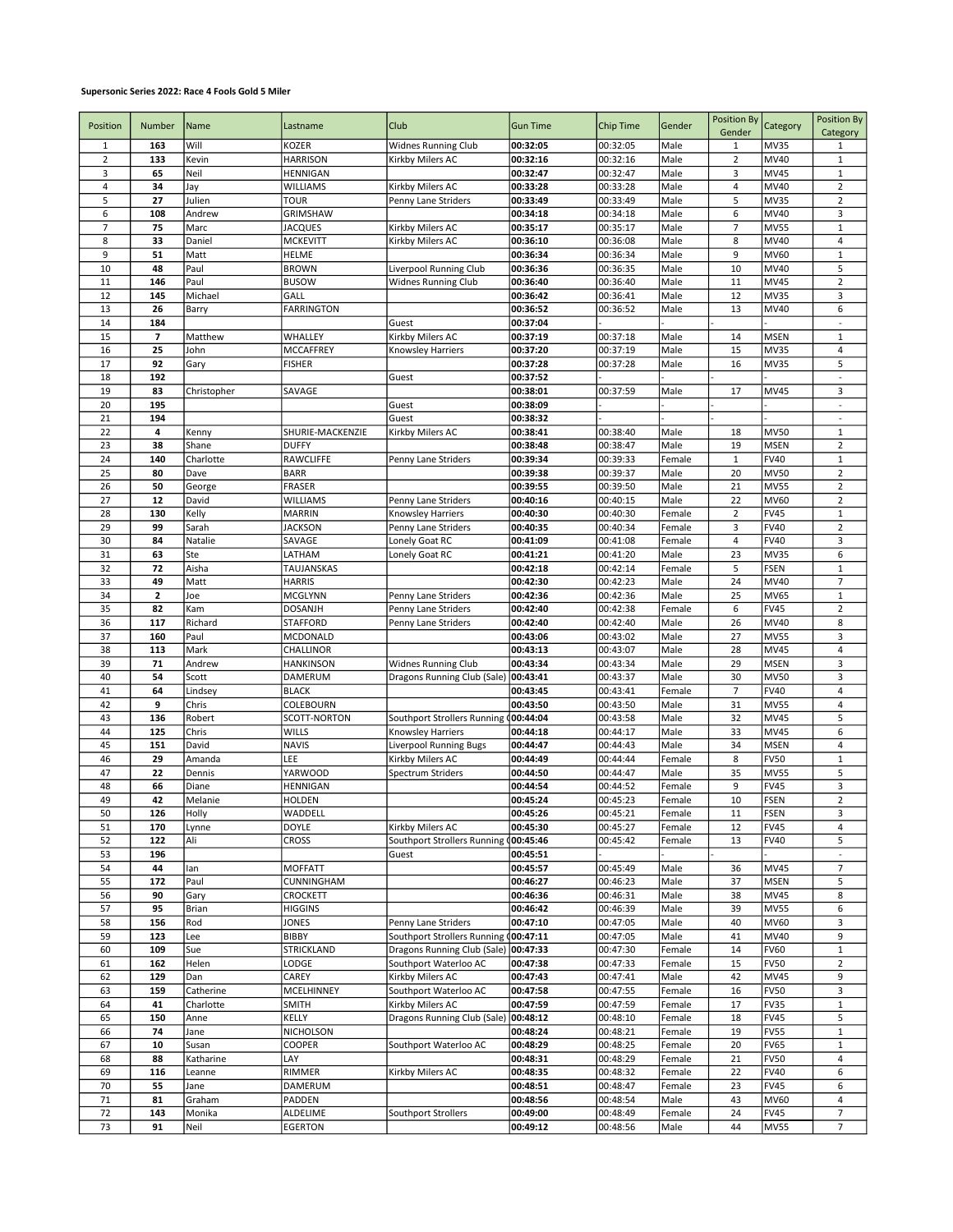**Supersonic Series 2022: Race 4 Fools Gold 5 Miler**

| Position | Number | Name | Lastname | Club | Gun Time | Chip Time | Gender | Position By Gender | Category | Position By Category |
|---|---|---|---|---|---|---|---|---|---|---|
| 1 | 163 | Will | KOZER | Widnes Running Club | 00:32:05 | 00:32:05 | Male | 1 | MV35 | 1 |
| 2 | 133 | Kevin | HARRISON | Kirkby Milers AC | 00:32:16 | 00:32:16 | Male | 2 | MV40 | 1 |
| 3 | 65 | Neil | HENNIGAN | | 00:32:47 | 00:32:47 | Male | 3 | MV45 | 1 |
| 4 | 34 | Jay | WILLIAMS | Kirkby Milers AC | 00:33:28 | 00:33:28 | Male | 4 | MV40 | 2 |
| 5 | 27 | Julien | TOUR | Penny Lane Striders | 00:33:49 | 00:33:49 | Male | 5 | MV35 | 2 |
| 6 | 108 | Andrew | GRIMSHAW | | 00:34:18 | 00:34:18 | Male | 6 | MV40 | 3 |
| 7 | 75 | Marc | JACQUES | Kirkby Milers AC | 00:35:17 | 00:35:17 | Male | 7 | MV55 | 1 |
| 8 | 33 | Daniel | MCKEVITT | Kirkby Milers AC | 00:36:10 | 00:36:08 | Male | 8 | MV40 | 4 |
| 9 | 51 | Matt | HELME | | 00:36:34 | 00:36:34 | Male | 9 | MV60 | 1 |
| 10 | 48 | Paul | BROWN | Liverpool Running Club | 00:36:36 | 00:36:35 | Male | 10 | MV40 | 5 |
| 11 | 146 | Paul | BUSOW | Widnes Running Club | 00:36:40 | 00:36:40 | Male | 11 | MV45 | 2 |
| 12 | 145 | Michael | GALL | | 00:36:42 | 00:36:41 | Male | 12 | MV35 | 3 |
| 13 | 26 | Barry | FARRINGTON | | 00:36:52 | 00:36:52 | Male | 13 | MV40 | 6 |
| 14 | 184 | | | Guest | 00:37:04 | - | - | - | - | - |
| 15 | 7 | Matthew | WHALLEY | Kirkby Milers AC | 00:37:19 | 00:37:18 | Male | 14 | MSEN | 1 |
| 16 | 25 | John | MCCAFFREY | Knowsley Harriers | 00:37:20 | 00:37:19 | Male | 15 | MV35 | 4 |
| 17 | 92 | Gary | FISHER | | 00:37:28 | 00:37:28 | Male | 16 | MV35 | 5 |
| 18 | 192 | | | Guest | 00:37:52 | - | - | - | - | - |
| 19 | 83 | Christopher | SAVAGE | | 00:38:01 | 00:37:59 | Male | 17 | MV45 | 3 |
| 20 | 195 | | | Guest | 00:38:09 | - | - | - | - | - |
| 21 | 194 | | | Guest | 00:38:32 | - | - | - | - | - |
| 22 | 4 | Kenny | SHURIE-MACKENZIE | Kirkby Milers AC | 00:38:41 | 00:38:40 | Male | 18 | MV50 | 1 |
| 23 | 38 | Shane | DUFFY | | 00:38:48 | 00:38:47 | Male | 19 | MSEN | 2 |
| 24 | 140 | Charlotte | RAWCLIFFE | Penny Lane Striders | 00:39:34 | 00:39:33 | Female | 1 | FV40 | 1 |
| 25 | 80 | Dave | BARR | | 00:39:38 | 00:39:37 | Male | 20 | MV50 | 2 |
| 26 | 50 | George | FRASER | | 00:39:55 | 00:39:50 | Male | 21 | MV55 | 2 |
| 27 | 12 | David | WILLIAMS | Penny Lane Striders | 00:40:16 | 00:40:15 | Male | 22 | MV60 | 2 |
| 28 | 130 | Kelly | MARRIN | Knowsley Harriers | 00:40:30 | 00:40:30 | Female | 2 | FV45 | 1 |
| 29 | 99 | Sarah | JACKSON | Penny Lane Striders | 00:40:35 | 00:40:34 | Female | 3 | FV40 | 2 |
| 30 | 84 | Natalie | SAVAGE | Lonely Goat RC | 00:41:09 | 00:41:08 | Female | 4 | FV40 | 3 |
| 31 | 63 | Ste | LATHAM | Lonely Goat RC | 00:41:21 | 00:41:20 | Male | 23 | MV35 | 6 |
| 32 | 72 | Aisha | TAUJANSKAS | | 00:42:18 | 00:42:14 | Female | 5 | FSEN | 1 |
| 33 | 49 | Matt | HARRIS | | 00:42:30 | 00:42:23 | Male | 24 | MV40 | 7 |
| 34 | 2 | Joe | MCGLYNN | Penny Lane Striders | 00:42:36 | 00:42:36 | Male | 25 | MV65 | 1 |
| 35 | 82 | Kam | DOSANJH | Penny Lane Striders | 00:42:40 | 00:42:38 | Female | 6 | FV45 | 2 |
| 36 | 117 | Richard | STAFFORD | Penny Lane Striders | 00:42:40 | 00:42:40 | Male | 26 | MV40 | 8 |
| 37 | 160 | Paul | MCDONALD | | 00:43:06 | 00:43:02 | Male | 27 | MV55 | 3 |
| 38 | 113 | Mark | CHALLINOR | | 00:43:13 | 00:43:07 | Male | 28 | MV45 | 4 |
| 39 | 71 | Andrew | HANKINSON | Widnes Running Club | 00:43:34 | 00:43:34 | Male | 29 | MSEN | 3 |
| 40 | 54 | Scott | DAMERUM | Dragons Running Club (Sale) | 00:43:41 | 00:43:37 | Male | 30 | MV50 | 3 |
| 41 | 64 | Lindsey | BLACK | | 00:43:45 | 00:43:41 | Female | 7 | FV40 | 4 |
| 42 | 9 | Chris | COLEBOURN | | 00:43:50 | 00:43:50 | Male | 31 | MV55 | 4 |
| 43 | 136 | Robert | SCOTT-NORTON | Southport Strollers Running ( | 00:44:04 | 00:43:58 | Male | 32 | MV45 | 5 |
| 44 | 125 | Chris | WILLS | Knowsley Harriers | 00:44:18 | 00:44:17 | Male | 33 | MV45 | 6 |
| 45 | 151 | David | NAVIS | Liverpool Running Bugs | 00:44:47 | 00:44:43 | Male | 34 | MSEN | 4 |
| 46 | 29 | Amanda | LEE | Kirkby Milers AC | 00:44:49 | 00:44:44 | Female | 8 | FV50 | 1 |
| 47 | 22 | Dennis | YARWOOD | Spectrum Striders | 00:44:50 | 00:44:47 | Male | 35 | MV55 | 5 |
| 48 | 66 | Diane | HENNIGAN | | 00:44:54 | 00:44:52 | Female | 9 | FV45 | 3 |
| 49 | 42 | Melanie | HOLDEN | | 00:45:24 | 00:45:23 | Female | 10 | FSEN | 2 |
| 50 | 126 | Holly | WADDELL | | 00:45:26 | 00:45:21 | Female | 11 | FSEN | 3 |
| 51 | 170 | Lynne | DOYLE | Kirkby Milers AC | 00:45:30 | 00:45:27 | Female | 12 | FV45 | 4 |
| 52 | 122 | Ali | CROSS | Southport Strollers Running ( | 00:45:46 | 00:45:42 | Female | 13 | FV40 | 5 |
| 53 | 196 | | | Guest | 00:45:51 | - | - | - | - | - |
| 54 | 44 | Ian | MOFFATT | | 00:45:57 | 00:45:49 | Male | 36 | MV45 | 7 |
| 55 | 172 | Paul | CUNNINGHAM | | 00:46:27 | 00:46:23 | Male | 37 | MSEN | 5 |
| 56 | 90 | Gary | CROCKETT | | 00:46:36 | 00:46:31 | Male | 38 | MV45 | 8 |
| 57 | 95 | Brian | HIGGINS | | 00:46:42 | 00:46:39 | Male | 39 | MV55 | 6 |
| 58 | 156 | Rod | JONES | Penny Lane Striders | 00:47:10 | 00:47:05 | Male | 40 | MV60 | 3 |
| 59 | 123 | Lee | BIBBY | Southport Strollers Running ( | 00:47:11 | 00:47:05 | Male | 41 | MV40 | 9 |
| 60 | 109 | Sue | STRICKLAND | Dragons Running Club (Sale) | 00:47:33 | 00:47:30 | Female | 14 | FV60 | 1 |
| 61 | 162 | Helen | LODGE | Southport Waterloo AC | 00:47:38 | 00:47:33 | Female | 15 | FV50 | 2 |
| 62 | 129 | Dan | CAREY | Kirkby Milers AC | 00:47:43 | 00:47:41 | Male | 42 | MV45 | 9 |
| 63 | 159 | Catherine | MCELHINNEY | Southport Waterloo AC | 00:47:58 | 00:47:55 | Female | 16 | FV50 | 3 |
| 64 | 41 | Charlotte | SMITH | Kirkby Milers AC | 00:47:59 | 00:47:59 | Female | 17 | FV35 | 1 |
| 65 | 150 | Anne | KELLY | Dragons Running Club (Sale) | 00:48:12 | 00:48:10 | Female | 18 | FV45 | 5 |
| 66 | 74 | Jane | NICHOLSON | | 00:48:24 | 00:48:21 | Female | 19 | FV55 | 1 |
| 67 | 10 | Susan | COOPER | Southport Waterloo AC | 00:48:29 | 00:48:25 | Female | 20 | FV65 | 1 |
| 68 | 88 | Katharine | LAY | | 00:48:31 | 00:48:29 | Female | 21 | FV50 | 4 |
| 69 | 116 | Leanne | RIMMER | Kirkby Milers AC | 00:48:35 | 00:48:32 | Female | 22 | FV40 | 6 |
| 70 | 55 | Jane | DAMERUM | | 00:48:51 | 00:48:47 | Female | 23 | FV45 | 6 |
| 71 | 81 | Graham | PADDEN | | 00:48:56 | 00:48:54 | Male | 43 | MV60 | 4 |
| 72 | 143 | Monika | ALDELIME | Southport Strollers | 00:49:00 | 00:48:49 | Female | 24 | FV45 | 7 |
| 73 | 91 | Neil | EGERTON | | 00:49:12 | 00:48:56 | Male | 44 | MV55 | 7 |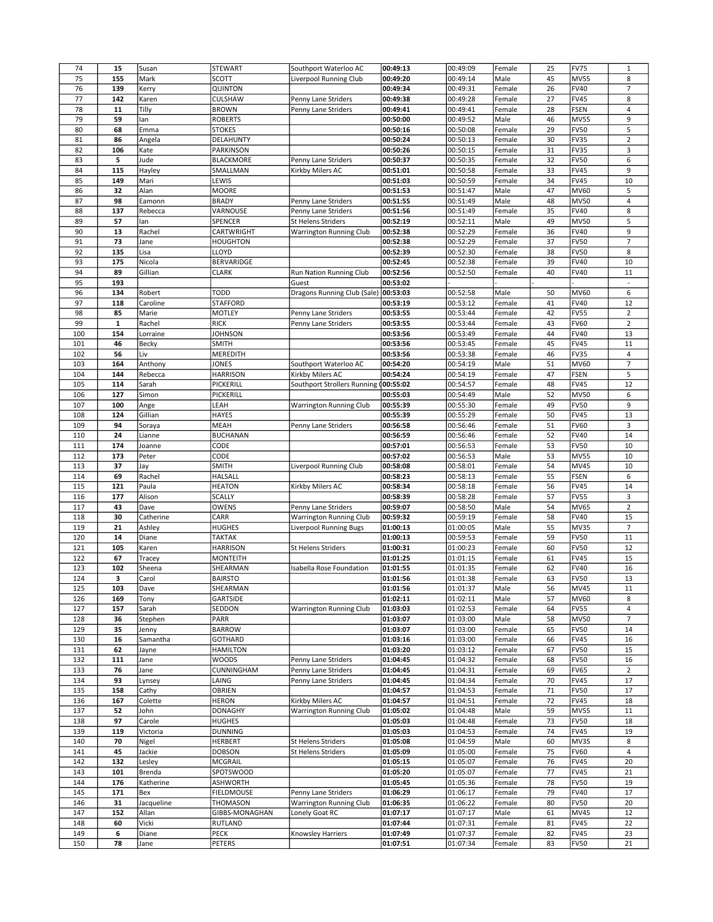| | | | | | | | | | | |
|---|---|---|---|---|---|---|---|---|---|---|
| 74 | **15** | Susan | STEWART | Southport Waterloo AC | **00:49:13** | 00:49:09 | Female | 25 | FV75 | 1 |
| 75 | **155** | Mark | SCOTT | Liverpool Running Club | **00:49:20** | 00:49:14 | Male | 45 | MV55 | 8 |
| 76 | **139** | Kerry | QUINTON | | **00:49:34** | 00:49:31 | Female | 26 | FV40 | 7 |
| 77 | **142** | Karen | CULSHAW | Penny Lane Striders | **00:49:38** | 00:49:28 | Female | 27 | FV45 | 8 |
| 78 | **11** | Tilly | BROWN | Penny Lane Striders | **00:49:41** | 00:49:41 | Female | 28 | FSEN | 4 |
| 79 | **59** | Ian | ROBERTS | | **00:50:00** | 00:49:52 | Male | 46 | MV55 | 9 |
| 80 | **68** | Emma | STOKES | | **00:50:16** | 00:50:08 | Female | 29 | FV50 | 5 |
| 81 | **86** | Angela | DELAHUNTY | | **00:50:24** | 00:50:13 | Female | 30 | FV35 | 2 |
| 82 | **106** | Kate | PARKINSON | | **00:50:26** | 00:50:15 | Female | 31 | FV35 | 3 |
| 83 | **5** | Jude | BLACKMORE | Penny Lane Striders | **00:50:37** | 00:50:35 | Female | 32 | FV50 | 6 |
| 84 | **115** | Hayley | SMALLMAN | Kirkby Milers AC | **00:51:01** | 00:50:58 | Female | 33 | FV45 | 9 |
| 85 | **149** | Mari | LEWIS | | **00:51:03** | 00:50:59 | Female | 34 | FV45 | 10 |
| 86 | **32** | Alan | MOORE | | **00:51:53** | 00:51:47 | Male | 47 | MV60 | 5 |
| 87 | **98** | Eamonn | BRADY | Penny Lane Striders | **00:51:55** | 00:51:49 | Male | 48 | MV50 | 4 |
| 88 | **137** | Rebecca | VARNOUSE | Penny Lane Striders | **00:51:56** | 00:51:49 | Female | 35 | FV40 | 8 |
| 89 | **57** | Ian | SPENCER | St Helens Striders | **00:52:19** | 00:52:11 | Male | 49 | MV50 | 5 |
| 90 | **13** | Rachel | CARTWRIGHT | Warrington Running Club | **00:52:38** | 00:52:29 | Female | 36 | FV40 | 9 |
| 91 | **73** | Jane | HOUGHTON | | **00:52:38** | 00:52:29 | Female | 37 | FV50 | 7 |
| 92 | **135** | Lisa | LLOYD | | **00:52:39** | 00:52:30 | Female | 38 | FV50 | 8 |
| 93 | **175** | Nicola | BERVARIDGE | | **00:52:45** | 00:52:38 | Female | 39 | FV40 | 10 |
| 94 | **89** | Gillian | CLARK | Run Nation Running Club | **00:52:56** | 00:52:50 | Female | 40 | FV40 | 11 |
| 95 | **193** | | | Guest | **00:53:02** | - | - | - | - | - |
| 96 | **134** | Robert | TODD | Dragons Running Club (Sale) | **00:53:03** | 00:52:58 | Male | 50 | MV60 | 6 |
| 97 | **118** | Caroline | STAFFORD | | **00:53:19** | 00:53:12 | Female | 41 | FV40 | 12 |
| 98 | **85** | Marie | MOTLEY | Penny Lane Striders | **00:53:55** | 00:53:44 | Female | 42 | FV55 | 2 |
| 99 | **1** | Rachel | RICK | Penny Lane Striders | **00:53:55** | 00:53:44 | Female | 43 | FV60 | 2 |
| 100 | **154** | Lorraine | JOHNSON | | **00:53:56** | 00:53:49 | Female | 44 | FV40 | 13 |
| 101 | **46** | Becky | SMITH | | **00:53:56** | 00:53:45 | Female | 45 | FV45 | 11 |
| 102 | **56** | Liv | MEREDITH | | **00:53:56** | 00:53:38 | Female | 46 | FV35 | 4 |
| 103 | **164** | Anthony | JONES | Southport Waterloo AC | **00:54:20** | 00:54:19 | Male | 51 | MV60 | 7 |
| 104 | **144** | Rebecca | HARRISON | Kirkby Milers AC | **00:54:24** | 00:54:19 | Female | 47 | FSEN | 5 |
| 105 | **114** | Sarah | PICKERILL | Southport Strollers Running ( | **00:55:02** | 00:54:57 | Female | 48 | FV45 | 12 |
| 106 | **127** | Simon | PICKERILL | | **00:55:03** | 00:54:49 | Male | 52 | MV50 | 6 |
| 107 | **100** | Ange | LEAH | Warrington Running Club | **00:55:39** | 00:55:30 | Female | 49 | FV50 | 9 |
| 108 | **124** | Gillian | HAYES | | **00:55:39** | 00:55:29 | Female | 50 | FV45 | 13 |
| 109 | **94** | Soraya | MEAH | Penny Lane Striders | **00:56:58** | 00:56:46 | Female | 51 | FV60 | 3 |
| 110 | **24** | Lianne | BUCHANAN | | **00:56:59** | 00:56:46 | Female | 52 | FV40 | 14 |
| 111 | **174** | Joanne | CODE | | **00:57:01** | 00:56:53 | Female | 53 | FV50 | 10 |
| 112 | **173** | Peter | CODE | | **00:57:02** | 00:56:53 | Male | 53 | MV55 | 10 |
| 113 | **37** | Jay | SMITH | Liverpool Running Club | **00:58:08** | 00:58:01 | Female | 54 | MV45 | 10 |
| 114 | **69** | Rachel | HALSALL | | **00:58:23** | 00:58:13 | Female | 55 | FSEN | 6 |
| 115 | **121** | Paula | HEATON | Kirkby Milers AC | **00:58:34** | 00:58:18 | Female | 56 | FV45 | 14 |
| 116 | **177** | Alison | SCALLY | | **00:58:39** | 00:58:28 | Female | 57 | FV55 | 3 |
| 117 | **43** | Dave | OWENS | Penny Lane Striders | **00:59:07** | 00:58:50 | Male | 54 | MV65 | 2 |
| 118 | **30** | Catherine | CARR | Warrington Running Club | **00:59:32** | 00:59:19 | Female | 58 | FV40 | 15 |
| 119 | **21** | Ashley | HUGHES | Liverpool Running Bugs | **01:00:13** | 01:00:05 | Male | 55 | MV35 | 7 |
| 120 | **14** | Diane | TAKTAK | | **01:00:13** | 00:59:53 | Female | 59 | FV50 | 11 |
| 121 | **105** | Karen | HARRISON | St Helens Striders | **01:00:31** | 01:00:23 | Female | 60 | FV50 | 12 |
| 122 | **67** | Tracey | MONTEITH | | **01:01:25** | 01:01:15 | Female | 61 | FV45 | 15 |
| 123 | **102** | Sheena | SHEARMAN | Isabella Rose Foundation | **01:01:55** | 01:01:35 | Female | 62 | FV40 | 16 |
| 124 | **3** | Carol | BAIRSTO | | **01:01:56** | 01:01:38 | Female | 63 | FV50 | 13 |
| 125 | **103** | Dave | SHEARMAN | | **01:01:56** | 01:01:37 | Male | 56 | MV45 | 11 |
| 126 | **169** | Tony | GARTSIDE | | **01:02:11** | 01:02:11 | Male | 57 | MV60 | 8 |
| 127 | **157** | Sarah | SEDDON | Warrington Running Club | **01:03:03** | 01:02:53 | Female | 64 | FV55 | 4 |
| 128 | **36** | Stephen | PARR | | **01:03:07** | 01:03:00 | Male | 58 | MV50 | 7 |
| 129 | **35** | Jenny | BARROW | | **01:03:07** | 01:03:00 | Female | 65 | FV50 | 14 |
| 130 | **16** | Samantha | GOTHARD | | **01:03:16** | 01:03:00 | Female | 66 | FV45 | 16 |
| 131 | **62** | Jayne | HAMILTON | | **01:03:20** | 01:03:12 | Female | 67 | FV50 | 15 |
| 132 | **111** | Jane | WOODS | Penny Lane Striders | **01:04:45** | 01:04:32 | Female | 68 | FV50 | 16 |
| 133 | **76** | Jane | CUNNINGHAM | Penny Lane Striders | **01:04:45** | 01:04:31 | Female | 69 | FV65 | 2 |
| 134 | **93** | Lynsey | LAING | Penny Lane Striders | **01:04:45** | 01:04:34 | Female | 70 | FV45 | 17 |
| 135 | **158** | Cathy | OBRIEN | | **01:04:57** | 01:04:53 | Female | 71 | FV50 | 17 |
| 136 | **167** | Colette | HERON | Kirkby Milers AC | **01:04:57** | 01:04:51 | Female | 72 | FV45 | 18 |
| 137 | **52** | John | DONAGHY | Warrington Running Club | **01:05:02** | 01:04:48 | Male | 59 | MV55 | 11 |
| 138 | **97** | Carole | HUGHES | | **01:05:03** | 01:04:48 | Female | 73 | FV50 | 18 |
| 139 | **119** | Victoria | DUNNING | | **01:05:03** | 01:04:53 | Female | 74 | FV45 | 19 |
| 140 | **70** | Nigel | HERBERT | St Helens Striders | **01:05:08** | 01:04:59 | Male | 60 | MV35 | 8 |
| 141 | **45** | Jackie | DOBSON | St Helens Striders | **01:05:09** | 01:05:00 | Female | 75 | FV60 | 4 |
| 142 | **132** | Lesley | MCGRAIL | | **01:05:15** | 01:05:07 | Female | 76 | FV45 | 20 |
| 143 | **101** | Brenda | SPOTSWOOD | | **01:05:20** | 01:05:07 | Female | 77 | FV45 | 21 |
| 144 | **176** | Katherine | ASHWORTH | | **01:05:45** | 01:05:36 | Female | 78 | FV50 | 19 |
| 145 | **171** | Bex | FIELDMOUSE | Penny Lane Striders | **01:06:29** | 01:06:17 | Female | 79 | FV40 | 17 |
| 146 | **31** | Jacqueline | THOMASON | Warrington Running Club | **01:06:35** | 01:06:22 | Female | 80 | FV50 | 20 |
| 147 | **152** | Allan | GIBBS-MONAGHAN | Lonely Goat RC | **01:07:17** | 01:07:17 | Male | 61 | MV45 | 12 |
| 148 | **60** | Vicki | RUTLAND | | **01:07:44** | 01:07:31 | Female | 81 | FV45 | 22 |
| 149 | **6** | Diane | PECK | Knowsley Harriers | **01:07:49** | 01:07:37 | Female | 82 | FV45 | 23 |
| 150 | **78** | Jane | PETERS | | **01:07:51** | 01:07:34 | Female | 83 | FV50 | 21 |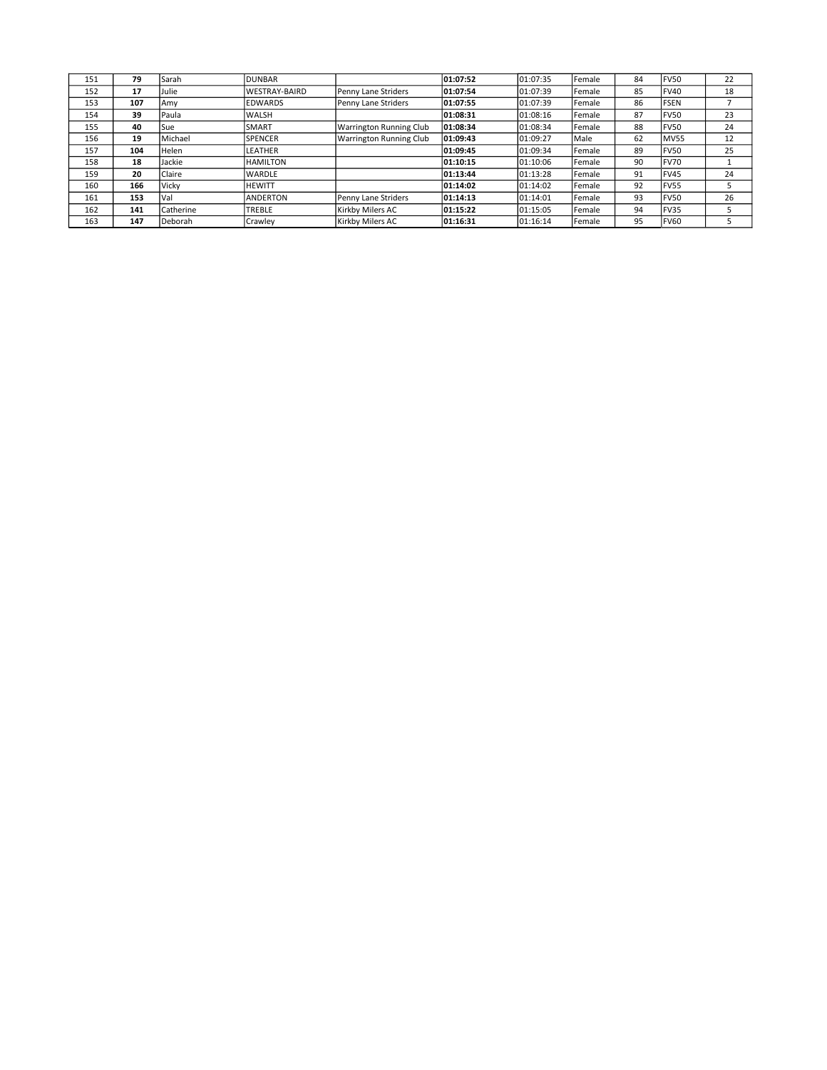| | | | | | | | | | | |
|---|---|---|---|---|---|---|---|---|---|---|
| 151 | **79** | Sarah | DUNBAR | | **01:07:52** | 01:07:35 | Female | 84 | FV50 | 22 |
| 152 | **17** | Julie | WESTRAY-BAIRD | Penny Lane Striders | **01:07:54** | 01:07:39 | Female | 85 | FV40 | 18 |
| 153 | **107** | Amy | EDWARDS | Penny Lane Striders | **01:07:55** | 01:07:39 | Female | 86 | FSEN | 7 |
| 154 | **39** | Paula | WALSH | | **01:08:31** | 01:08:16 | Female | 87 | FV50 | 23 |
| 155 | **40** | Sue | SMART | Warrington Running Club | **01:08:34** | 01:08:34 | Female | 88 | FV50 | 24 |
| 156 | **19** | Michael | SPENCER | Warrington Running Club | **01:09:43** | 01:09:27 | Male | 62 | MV55 | 12 |
| 157 | **104** | Helen | LEATHER | | **01:09:45** | 01:09:34 | Female | 89 | FV50 | 25 |
| 158 | **18** | Jackie | HAMILTON | | **01:10:15** | 01:10:06 | Female | 90 | FV70 | 1 |
| 159 | **20** | Claire | WARDLE | | **01:13:44** | 01:13:28 | Female | 91 | FV45 | 24 |
| 160 | **166** | Vicky | HEWITT | | **01:14:02** | 01:14:02 | Female | 92 | FV55 | 5 |
| 161 | **153** | Val | ANDERTON | Penny Lane Striders | **01:14:13** | 01:14:01 | Female | 93 | FV50 | 26 |
| 162 | **141** | Catherine | TREBLE | Kirkby Milers AC | **01:15:22** | 01:15:05 | Female | 94 | FV35 | 5 |
| 163 | **147** | Deborah | Crawley | Kirkby Milers AC | **01:16:31** | 01:16:14 | Female | 95 | FV60 | 5 |